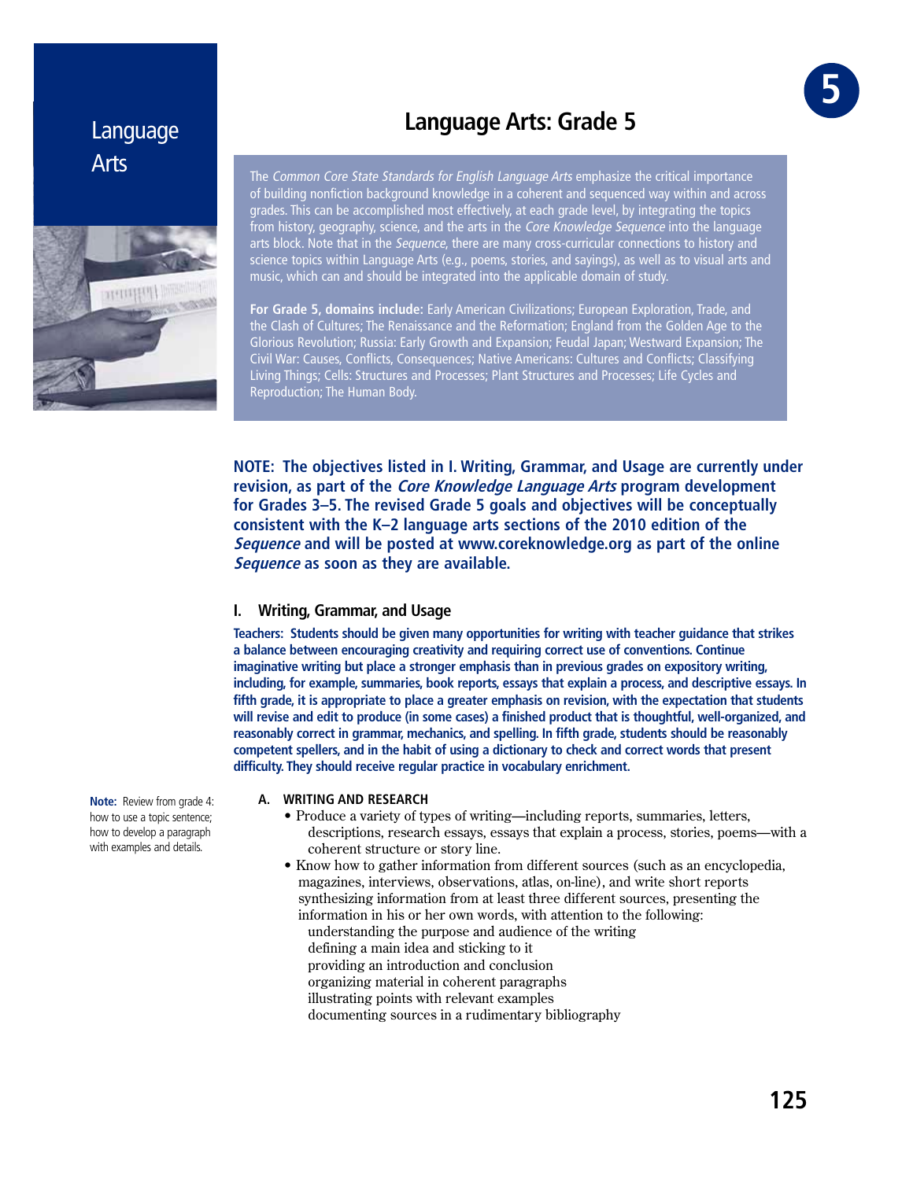# Language Arts: Grade 5

The *Common Core State Standards for English Language Arts* emphasize the critical importance of building nonfiction background knowledge in a coherent and sequenced way within and across grades. This can be accomplished most effectively, at each grade level, by integrating the topics from history, geography, science, and the arts in the *Core Knowledge Sequence* into the language arts block. Note that in the *Sequence*, there are many cross-curricular connections to history and science topics within Language Arts (e.g., poems, stories, and sayings), as well as to visual arts and music, which can and should be integrated into the applicable domain of study.

**For Grade 5, domains include:** Early American Civilizations; European Exploration, Trade, and the Clash of Cultures; The Renaissance and the Reformation; England from the Golden Age to the Glorious Revolution; Russia: Early Growth and Expansion; Feudal Japan; Westward Expansion; The Civil War: Causes, Conflicts, Consequences; Native Americans: Cultures and Conflicts; Classifying Living Things; Cells: Structures and Processes; Plant Structures and Processes; Life Cycles and Reproduction; The Human Body.

**NOTE: The objectives listed in I. Writing, Grammar, and Usage are currently under revision, as part of the *Core Knowledge Language Arts* program development for Grades 3–5. The revised Grade 5 goals and objectives will be conceptually consistent with the K–2 language arts sections of the 2010 edition of the *Sequence* and will be posted at www.coreknowledge.org as part of the online *Sequence* as soon as they are available.**

## I. Writing, Grammar, and Usage

**Teachers: Students should be given many opportunities for writing with teacher guidance that strikes a balance between encouraging creativity and requiring correct use of conventions. Continue imaginative writing but place a stronger emphasis than in previous grades on expository writing, including, for example, summaries, book reports, essays that explain a process, and descriptive essays. In fifth grade, it is appropriate to place a greater emphasis on revision, with the expectation that students will revise and edit to produce (in some cases) a finished product that is thoughtful, well-organized, and reasonably correct in grammar, mechanics, and spelling. In fifth grade, students should be reasonably competent spellers, and in the habit of using a dictionary to check and correct words that present difficulty. They should receive regular practice in vocabulary enrichment.**

### A. WRITING AND RESEARCH

**Note:** Review from grade 4: how to use a topic sentence; how to develop a paragraph with examples and details.

- Produce a variety of types of writing—including reports, summaries, letters, descriptions, research essays, essays that explain a process, stories, poems—with a coherent structure or story line.
- Know how to gather information from different sources (such as an encyclopedia, magazines, interviews, observations, atlas, on-line), and write short reports synthesizing information from at least three different sources, presenting the information in his or her own words, with attention to the following:
  - understanding the purpose and audience of the writing
  - defining a main idea and sticking to it
  - providing an introduction and conclusion
  - organizing material in coherent paragraphs
  - illustrating points with relevant examples
  - documenting sources in a rudimentary bibliography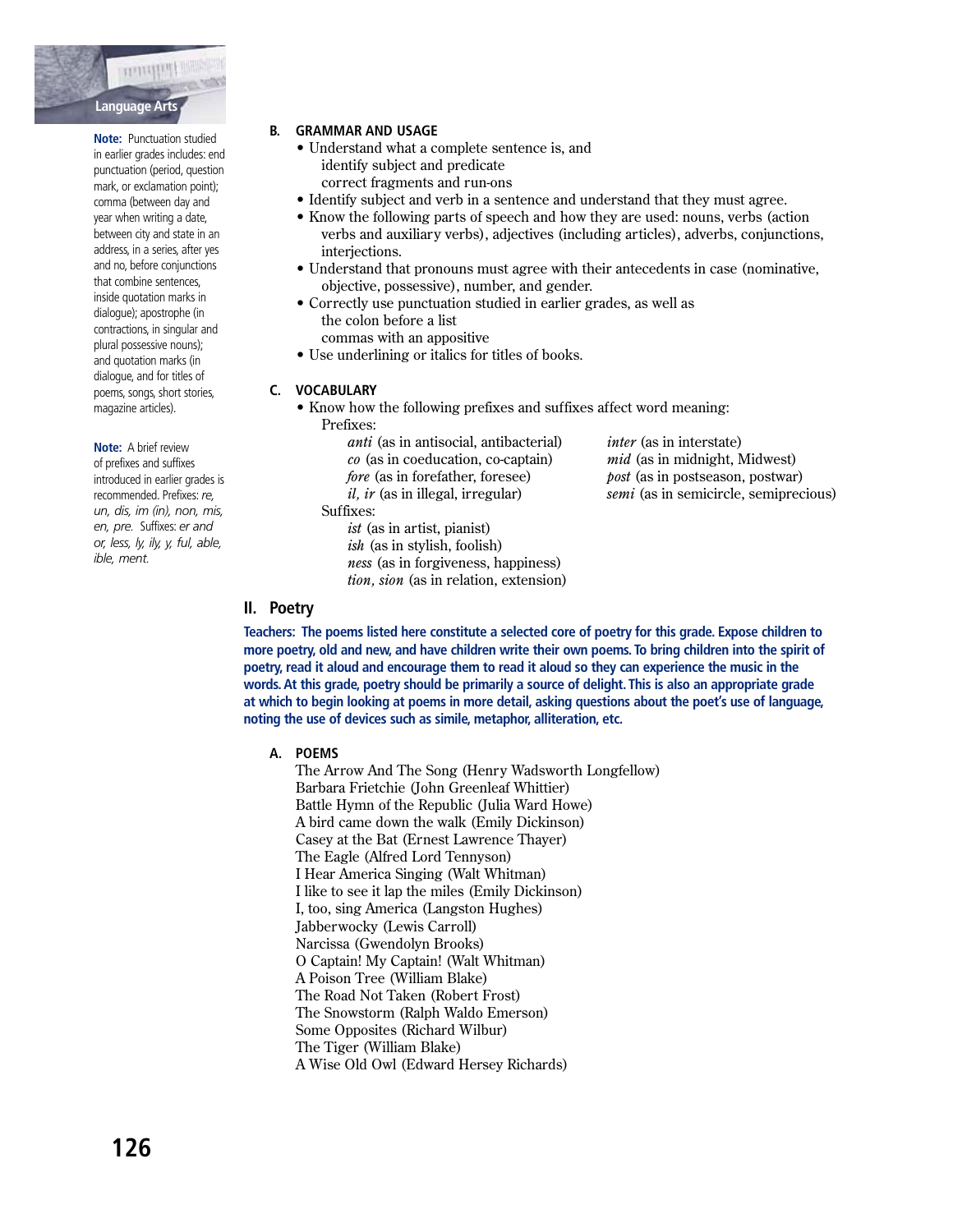**Note:** Punctuation studied in earlier grades includes: end punctuation (period, question mark, or exclamation point); comma (between day and year when writing a date, between city and state in an address, in a series, after yes and no, before conjunctions that combine sentences, inside quotation marks in dialogue); apostrophe (in contractions, in singular and plural possessive nouns); and quotation marks (in dialogue, and for titles of poems, songs, short stories, magazine articles).

**Note:** A brief review of prefixes and suffixes introduced in earlier grades is recommended. Prefixes: *re, un, dis, im (in), non, mis, en, pre.* Suffixes: *er and or, less, ly, ily, y, ful, able, ible, ment.*

### B. GRAMMAR AND USAGE

- Understand what a complete sentence is, and
  - identify subject and predicate
  - correct fragments and run-ons
- Identify subject and verb in a sentence and understand that they must agree.
- Know the following parts of speech and how they are used: nouns, verbs (action verbs and auxiliary verbs), adjectives (including articles), adverbs, conjunctions, interjections.
- Understand that pronouns must agree with their antecedents in case (nominative, objective, possessive), number, and gender.
- Correctly use punctuation studied in earlier grades, as well as
  - the colon before a list
  - commas with an appositive
- Use underlining or italics for titles of books.

### C. VOCABULARY

- Know how the following prefixes and suffixes affect word meaning:

  Prefixes:
  - *anti* (as in antisocial, antibacterial)
  - *co* (as in coeducation, co-captain)
  - *fore* (as in forefather, foresee)
  - *il, ir* (as in illegal, irregular)
  - *inter* (as in interstate)
  - *mid* (as in midnight, Midwest)
  - *post* (as in postseason, postwar)
  - *semi* (as in semicircle, semiprecious)

  Suffixes:
  - *ist* (as in artist, pianist)
  - *ish* (as in stylish, foolish)
  - *ness* (as in forgiveness, happiness)
  - *tion, sion* (as in relation, extension)

## II. Poetry

**Teachers: The poems listed here constitute a selected core of poetry for this grade. Expose children to more poetry, old and new, and have children write their own poems. To bring children into the spirit of poetry, read it aloud and encourage them to read it aloud so they can experience the music in the words. At this grade, poetry should be primarily a source of delight. This is also an appropriate grade at which to begin looking at poems in more detail, asking questions about the poet's use of language, noting the use of devices such as simile, metaphor, alliteration, etc.**

### A. POEMS

The Arrow And The Song (Henry Wadsworth Longfellow)
Barbara Frietchie (John Greenleaf Whittier)
Battle Hymn of the Republic (Julia Ward Howe)
A bird came down the walk (Emily Dickinson)
Casey at the Bat (Ernest Lawrence Thayer)
The Eagle (Alfred Lord Tennyson)
I Hear America Singing (Walt Whitman)
I like to see it lap the miles (Emily Dickinson)
I, too, sing America (Langston Hughes)
Jabberwocky (Lewis Carroll)
Narcissa (Gwendolyn Brooks)
O Captain! My Captain! (Walt Whitman)
A Poison Tree (William Blake)
The Road Not Taken (Robert Frost)
The Snowstorm (Ralph Waldo Emerson)
Some Opposites (Richard Wilbur)
The Tiger (William Blake)
A Wise Old Owl (Edward Hersey Richards)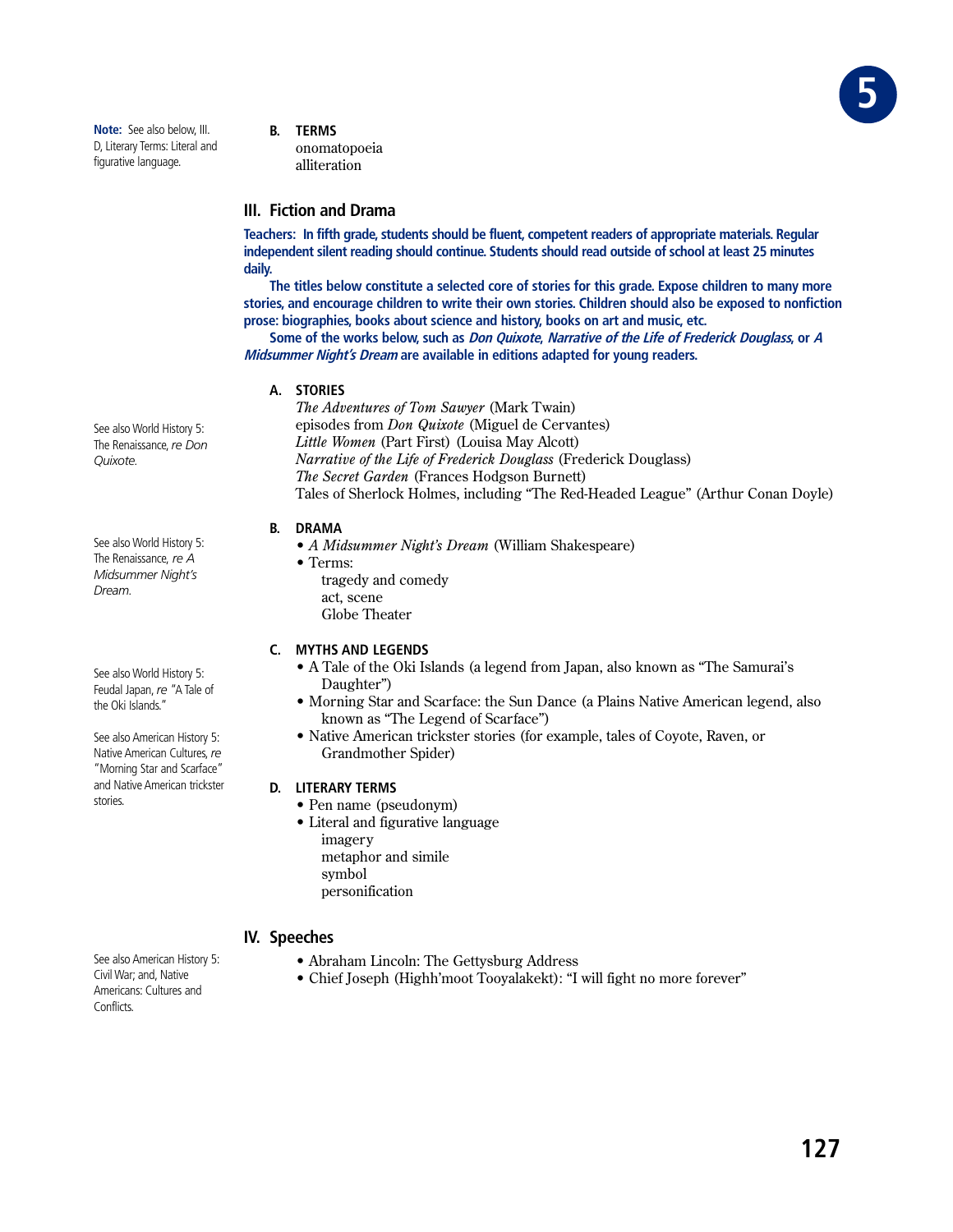> **Note:** See also below, III. D, Literary Terms: Literal and figurative language.

**B. TERMS**

onomatopoeia
alliteration

## III. Fiction and Drama

**Teachers: In fifth grade, students should be fluent, competent readers of appropriate materials. Regular independent silent reading should continue. Students should read outside of school at least 25 minutes daily.**

**The titles below constitute a selected core of stories for this grade. Expose children to many more stories, and encourage children to write their own stories. Children should also be exposed to nonfiction prose: biographies, books about science and history, books on art and music, etc.**

**Some of the works below, such as *Don Quixote*, *Narrative of the Life of Frederick Douglass*, or *A Midsummer Night's Dream* are available in editions adapted for young readers.**

**A. STORIES**

> See also World History 5: The Renaissance, *re Don Quixote.*

*The Adventures of Tom Sawyer* (Mark Twain)
episodes from *Don Quixote* (Miguel de Cervantes)
*Little Women* (Part First) (Louisa May Alcott)
*Narrative of the Life of Frederick Douglass* (Frederick Douglass)
*The Secret Garden* (Frances Hodgson Burnett)
Tales of Sherlock Holmes, including "The Red-Headed League" (Arthur Conan Doyle)

**B. DRAMA**

> See also World History 5: The Renaissance, *re A Midsummer Night's Dream.*

- *A Midsummer Night's Dream* (William Shakespeare)
- Terms:
  - tragedy and comedy
  - act, scene
  - Globe Theater

**C. MYTHS AND LEGENDS**

> See also World History 5: Feudal Japan, *re* "A Tale of the Oki Islands."

> See also American History 5: Native American Cultures, *re* "Morning Star and Scarface" and Native American trickster stories.

- A Tale of the Oki Islands (a legend from Japan, also known as "The Samurai's Daughter")
- Morning Star and Scarface: the Sun Dance (a Plains Native American legend, also known as "The Legend of Scarface")
- Native American trickster stories (for example, tales of Coyote, Raven, or Grandmother Spider)

**D. LITERARY TERMS**

- Pen name (pseudonym)
- Literal and figurative language
  - imagery
  - metaphor and simile
  - symbol
  - personification

## IV. Speeches

> See also American History 5: Civil War; and, Native Americans: Cultures and Conflicts.

- Abraham Lincoln: The Gettysburg Address
- Chief Joseph (Highh'moot Tooyalakekt): "I will fight no more forever"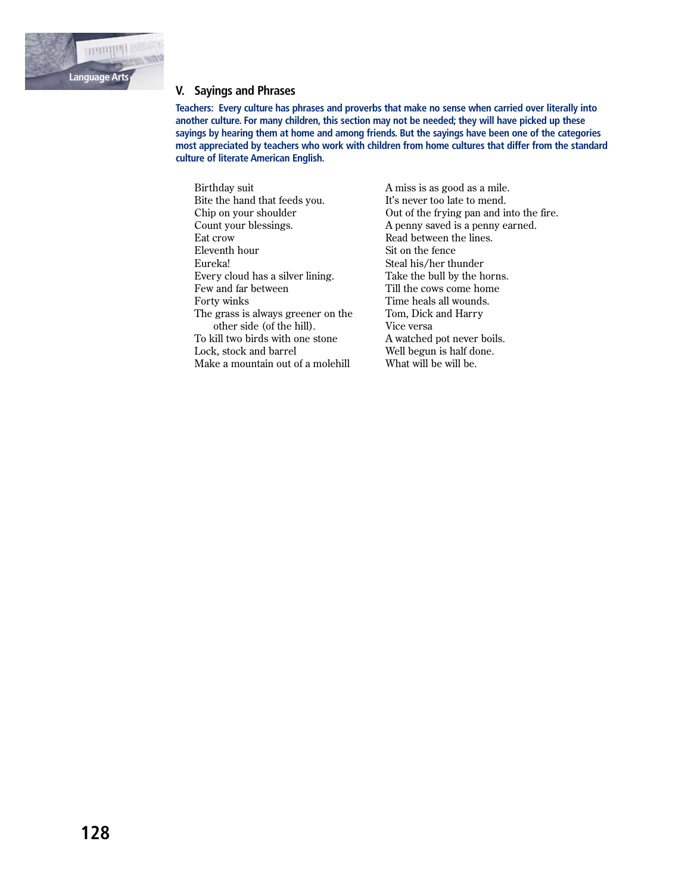## V. Sayings and Phrases

**Teachers: Every culture has phrases and proverbs that make no sense when carried over literally into another culture. For many children, this section may not be needed; they will have picked up these sayings by hearing them at home and among friends. But the sayings have been one of the categories most appreciated by teachers who work with children from home cultures that differ from the standard culture of literate American English.**

Birthday suit
Bite the hand that feeds you.
Chip on your shoulder
Count your blessings.
Eat crow
Eleventh hour
Eureka!
Every cloud has a silver lining.
Few and far between
Forty winks
The grass is always greener on the other side (of the hill).
To kill two birds with one stone
Lock, stock and barrel
Make a mountain out of a molehill
A miss is as good as a mile.
It's never too late to mend.
Out of the frying pan and into the fire.
A penny saved is a penny earned.
Read between the lines.
Sit on the fence
Steal his/her thunder
Take the bull by the horns.
Till the cows come home
Time heals all wounds.
Tom, Dick and Harry
Vice versa
A watched pot never boils.
Well begun is half done.
What will be will be.